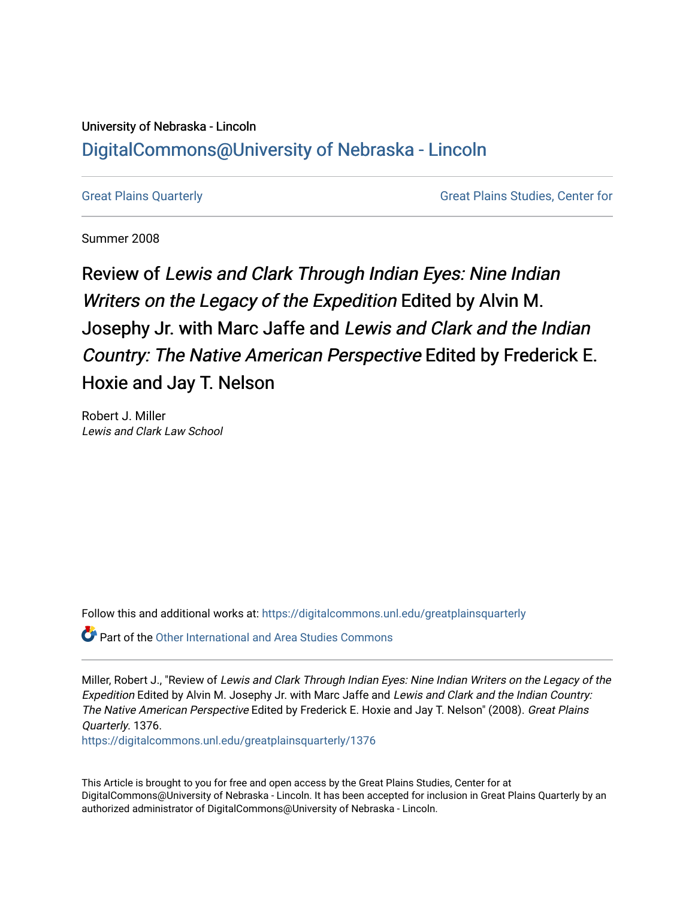University of Nebraska - Lincoln

DigitalCommons@University of Nebraska - Lincoln

Great Plains Quarterly

Great Plains Studies, Center for

Summer 2008

# Review of *Lewis and Clark Through Indian Eyes: Nine Indian Writers on the Legacy of the Expedition* Edited by Alvin M. Josephy Jr. with Marc Jaffe and *Lewis and Clark and the Indian Country: The Native American Perspective* Edited by Frederick E. Hoxie and Jay T. Nelson

Robert J. Miller
*Lewis and Clark Law School*

Follow this and additional works at: https://digitalcommons.unl.edu/greatplainsquarterly

Part of the Other International and Area Studies Commons

Miller, Robert J., "Review of *Lewis and Clark Through Indian Eyes: Nine Indian Writers on the Legacy of the Expedition* Edited by Alvin M. Josephy Jr. with Marc Jaffe and *Lewis and Clark and the Indian Country: The Native American Perspective* Edited by Frederick E. Hoxie and Jay T. Nelson" (2008). *Great Plains Quarterly*. 1376.
https://digitalcommons.unl.edu/greatplainsquarterly/1376

This Article is brought to you for free and open access by the Great Plains Studies, Center for at DigitalCommons@University of Nebraska - Lincoln. It has been accepted for inclusion in Great Plains Quarterly by an authorized administrator of DigitalCommons@University of Nebraska - Lincoln.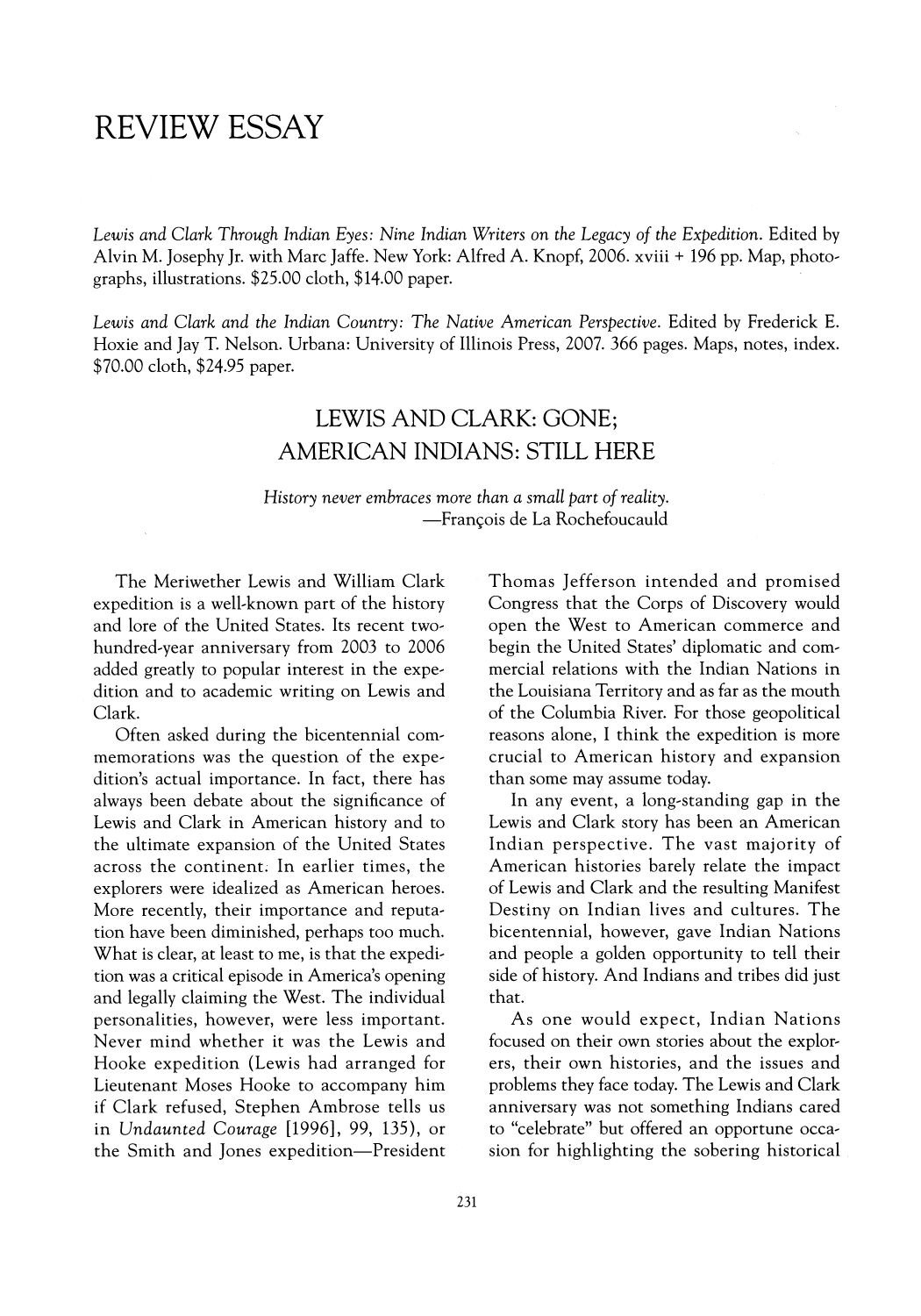# REVIEW ESSAY

*Lewis and Clark Through Indian Eyes: Nine Indian Writers on the Legacy of the Expedition.* Edited by Alvin M. Josephy Jr. with Marc Jaffe. New York: Alfred A. Knopf, 2006. xviii + 196 pp. Map, photographs, illustrations. $25.00 cloth, $14.00 paper.

*Lewis and Clark and the Indian Country: The Native American Perspective.* Edited by Frederick E. Hoxie and Jay T. Nelson. Urbana: University of Illinois Press, 2007. 366 pages. Maps, notes, index. $70.00 cloth, $24.95 paper.

## LEWIS AND CLARK: GONE; AMERICAN INDIANS: STILL HERE

*History never embraces more than a small part of reality.*
—François de La Rochefoucauld

The Meriwether Lewis and William Clark expedition is a well-known part of the history and lore of the United States. Its recent two-hundred-year anniversary from 2003 to 2006 added greatly to popular interest in the expedition and to academic writing on Lewis and Clark.

Often asked during the bicentennial commemorations was the question of the expedition's actual importance. In fact, there has always been debate about the significance of Lewis and Clark in American history and to the ultimate expansion of the United States across the continent. In earlier times, the explorers were idealized as American heroes. More recently, their importance and reputation have been diminished, perhaps too much. What is clear, at least to me, is that the expedition was a critical episode in America's opening and legally claiming the West. The individual personalities, however, were less important. Never mind whether it was the Lewis and Hooke expedition (Lewis had arranged for Lieutenant Moses Hooke to accompany him if Clark refused, Stephen Ambrose tells us in *Undaunted Courage* [1996], 99, 135), or the Smith and Jones expedition—President Thomas Jefferson intended and promised Congress that the Corps of Discovery would open the West to American commerce and begin the United States' diplomatic and commercial relations with the Indian Nations in the Louisiana Territory and as far as the mouth of the Columbia River. For those geopolitical reasons alone, I think the expedition is more crucial to American history and expansion than some may assume today.

In any event, a long-standing gap in the Lewis and Clark story has been an American Indian perspective. The vast majority of American histories barely relate the impact of Lewis and Clark and the resulting Manifest Destiny on Indian lives and cultures. The bicentennial, however, gave Indian Nations and people a golden opportunity to tell their side of history. And Indians and tribes did just that.

As one would expect, Indian Nations focused on their own stories about the explorers, their own histories, and the issues and problems they face today. The Lewis and Clark anniversary was not something Indians cared to "celebrate" but offered an opportune occasion for highlighting the sobering historical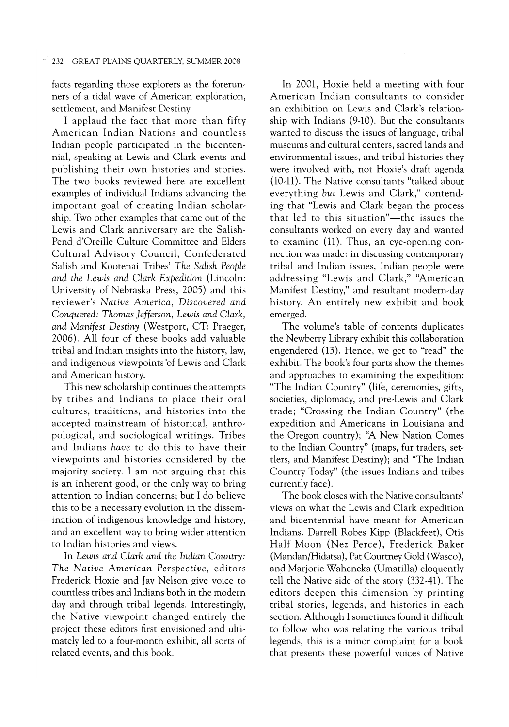facts regarding those explorers as the forerunners of a tidal wave of American exploration, settlement, and Manifest Destiny.

I applaud the fact that more than fifty American Indian Nations and countless Indian people participated in the bicentennial, speaking at Lewis and Clark events and publishing their own histories and stories. The two books reviewed here are excellent examples of individual Indians advancing the important goal of creating Indian scholarship. Two other examples that came out of the Lewis and Clark anniversary are the Salish-Pend d'Oreille Culture Committee and Elders Cultural Advisory Council, Confederated Salish and Kootenai Tribes' *The Salish People and the Lewis and Clark Expedition* (Lincoln: University of Nebraska Press, 2005) and this reviewer's *Native America, Discovered and Conquered: Thomas Jefferson, Lewis and Clark, and Manifest Destiny* (Westport, CT: Praeger, 2006). All four of these books add valuable tribal and Indian insights into the history, law, and indigenous viewpoints of Lewis and Clark and American history.

This new scholarship continues the attempts by tribes and Indians to place their oral cultures, traditions, and histories into the accepted mainstream of historical, anthropological, and sociological writings. Tribes and Indians *have* to do this to have their viewpoints and histories considered by the majority society. I am not arguing that this is an inherent good, or the only way to bring attention to Indian concerns; but I do believe this to be a necessary evolution in the dissemination of indigenous knowledge and history, and an excellent way to bring wider attention to Indian histories and views.

In *Lewis and Clark and the Indian Country: The Native American Perspective*, editors Frederick Hoxie and Jay Nelson give voice to countless tribes and Indians both in the modern day and through tribal legends. Interestingly, the Native viewpoint changed entirely the project these editors first envisioned and ultimately led to a four-month exhibit, all sorts of related events, and this book.

In 2001, Hoxie held a meeting with four American Indian consultants to consider an exhibition on Lewis and Clark's relationship with Indians (9-10). But the consultants wanted to discuss the issues of language, tribal museums and cultural centers, sacred lands and environmental issues, and tribal histories they were involved with, not Hoxie's draft agenda (10-11). The Native consultants "talked about everything *but* Lewis and Clark," contending that "Lewis and Clark began the process that led to this situation"—the issues the consultants worked on every day and wanted to examine (11). Thus, an eye-opening connection was made: in discussing contemporary tribal and Indian issues, Indian people were addressing "Lewis and Clark," "American Manifest Destiny," and resultant modern-day history. An entirely new exhibit and book emerged.

The volume's table of contents duplicates the Newberry Library exhibit this collaboration engendered (13). Hence, we get to "read" the exhibit. The book's four parts show the themes and approaches to examining the expedition: "The Indian Country" (life, ceremonies, gifts, societies, diplomacy, and pre-Lewis and Clark trade; "Crossing the Indian Country" (the expedition and Americans in Louisiana and the Oregon country); "A New Nation Comes to the Indian Country" (maps, fur traders, settlers, and Manifest Destiny); and "The Indian Country Today" (the issues Indians and tribes currently face).

The book closes with the Native consultants' views on what the Lewis and Clark expedition and bicentennial have meant for American Indians. Darrell Robes Kipp (Blackfeet), Otis Half Moon (Nez Perce), Frederick Baker (Mandan/Hidatsa), Pat Courtney Gold (Wasco), and Marjorie Waheneka (Umatilla) eloquently tell the Native side of the story (332-41). The editors deepen this dimension by printing tribal stories, legends, and histories in each section. Although I sometimes found it difficult to follow who was relating the various tribal legends, this is a minor complaint for a book that presents these powerful voices of Native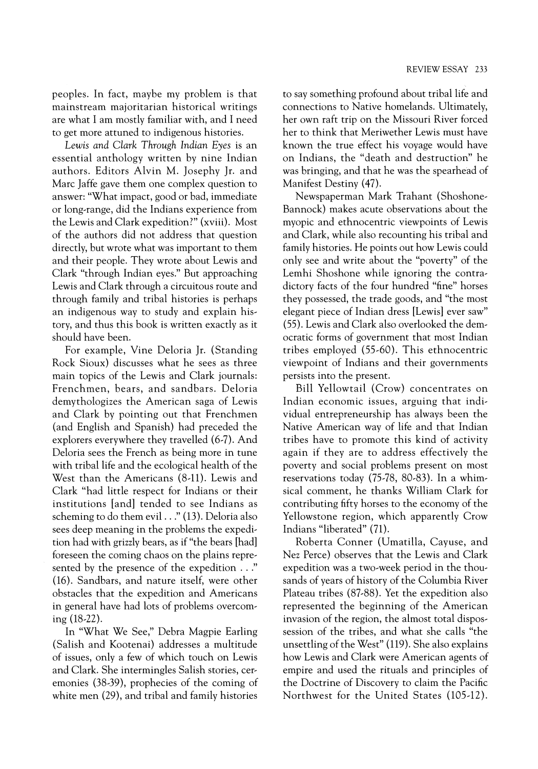peoples. In fact, maybe my problem is that mainstream majoritarian historical writings are what I am mostly familiar with, and I need to get more attuned to indigenous histories.

*Lewis and Clark Through Indian Eyes* is an essential anthology written by nine Indian authors. Editors Alvin M. Josephy Jr. and Marc Jaffe gave them one complex question to answer: "What impact, good or bad, immediate or long-range, did the Indians experience from the Lewis and Clark expedition?" (xviii). Most of the authors did not address that question directly, but wrote what was important to them and their people. They wrote about Lewis and Clark "through Indian eyes." But approaching Lewis and Clark through a circuitous route and through family and tribal histories is perhaps an indigenous way to study and explain history, and thus this book is written exactly as it should have been.

For example, Vine Deloria Jr. (Standing Rock Sioux) discusses what he sees as three main topics of the Lewis and Clark journals: Frenchmen, bears, and sandbars. Deloria demythologizes the American saga of Lewis and Clark by pointing out that Frenchmen (and English and Spanish) had preceded the explorers everywhere they travelled (6-7). And Deloria sees the French as being more in tune with tribal life and the ecological health of the West than the Americans (8-11). Lewis and Clark "had little respect for Indians or their institutions [and] tended to see Indians as scheming to do them evil . . ." (13). Deloria also sees deep meaning in the problems the expedition had with grizzly bears, as if "the bears [had] foreseen the coming chaos on the plains represented by the presence of the expedition . . ." (16). Sandbars, and nature itself, were other obstacles that the expedition and Americans in general have had lots of problems overcoming (18-22).

In "What We See," Debra Magpie Earling (Salish and Kootenai) addresses a multitude of issues, only a few of which touch on Lewis and Clark. She intermingles Salish stories, ceremonies (38-39), prophecies of the coming of white men (29), and tribal and family histories to say something profound about tribal life and connections to Native homelands. Ultimately, her own raft trip on the Missouri River forced her to think that Meriwether Lewis must have known the true effect his voyage would have on Indians, the "death and destruction" he was bringing, and that he was the spearhead of Manifest Destiny (47).

Newspaperman Mark Trahant (Shoshone-Bannock) makes acute observations about the myopic and ethnocentric viewpoints of Lewis and Clark, while also recounting his tribal and family histories. He points out how Lewis could only see and write about the "poverty" of the Lemhi Shoshone while ignoring the contradictory facts of the four hundred "fine" horses they possessed, the trade goods, and "the most elegant piece of Indian dress [Lewis] ever saw" (55). Lewis and Clark also overlooked the democratic forms of government that most Indian tribes employed (55-60). This ethnocentric viewpoint of Indians and their governments persists into the present.

Bill Yellowtail (Crow) concentrates on Indian economic issues, arguing that individual entrepreneurship has always been the Native American way of life and that Indian tribes have to promote this kind of activity again if they are to address effectively the poverty and social problems present on most reservations today (75-78, 80-83). In a whimsical comment, he thanks William Clark for contributing fifty horses to the economy of the Yellowstone region, which apparently Crow Indians "liberated" (71).

Roberta Conner (Umatilla, Cayuse, and Nez Perce) observes that the Lewis and Clark expedition was a two-week period in the thousands of years of history of the Columbia River Plateau tribes (87-88). Yet the expedition also represented the beginning of the American invasion of the region, the almost total dispossession of the tribes, and what she calls "the unsettling of the West" (119). She also explains how Lewis and Clark were American agents of empire and used the rituals and principles of the Doctrine of Discovery to claim the Pacific Northwest for the United States (105-12).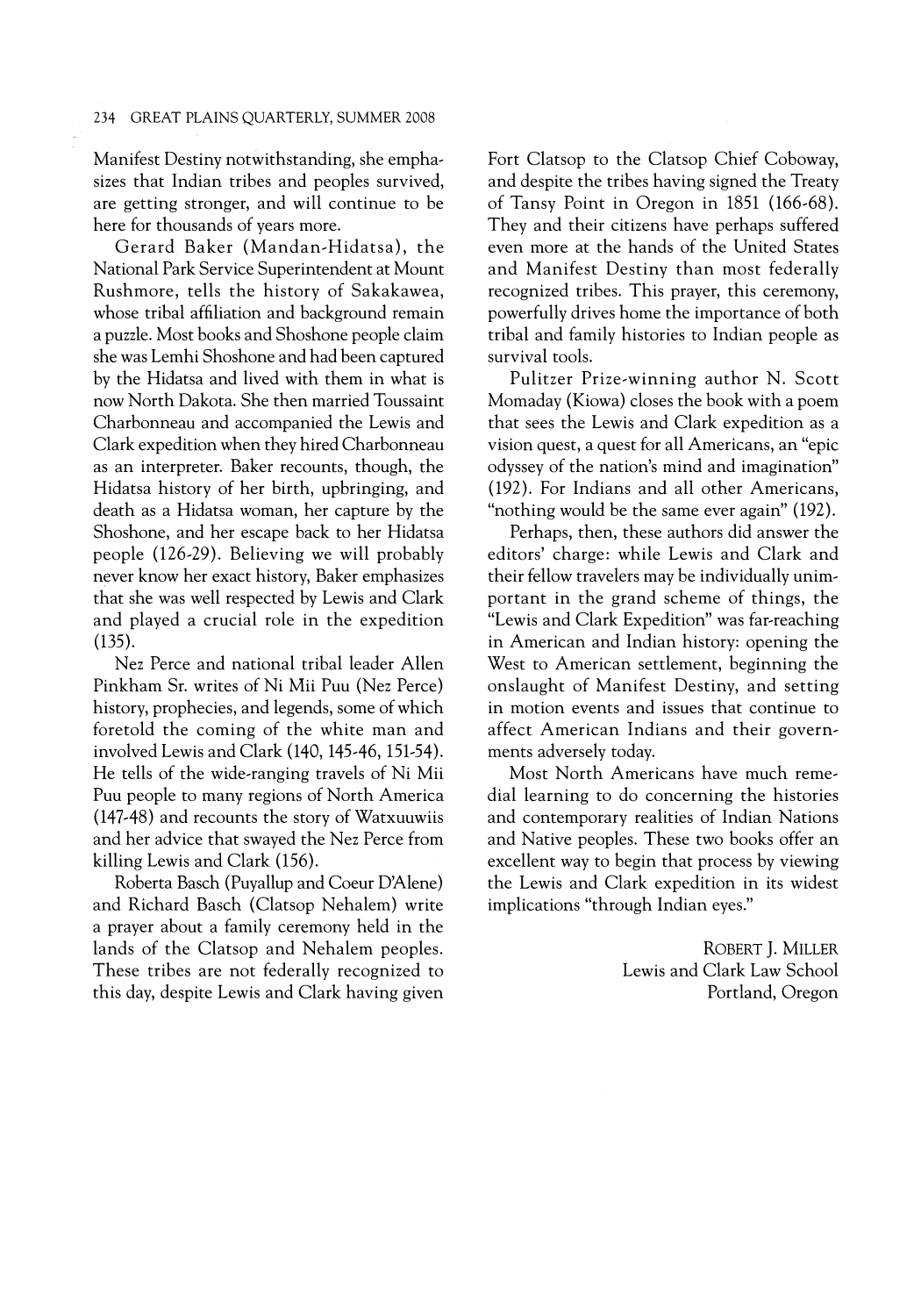Manifest Destiny notwithstanding, she emphasizes that Indian tribes and peoples survived, are getting stronger, and will continue to be here for thousands of years more.

Gerard Baker (Mandan-Hidatsa), the National Park Service Superintendent at Mount Rushmore, tells the history of Sakakawea, whose tribal affiliation and background remain a puzzle. Most books and Shoshone people claim she was Lemhi Shoshone and had been captured by the Hidatsa and lived with them in what is now North Dakota. She then married Toussaint Charbonneau and accompanied the Lewis and Clark expedition when they hired Charbonneau as an interpreter. Baker recounts, though, the Hidatsa history of her birth, upbringing, and death as a Hidatsa woman, her capture by the Shoshone, and her escape back to her Hidatsa people (126-29). Believing we will probably never know her exact history, Baker emphasizes that she was well respected by Lewis and Clark and played a crucial role in the expedition (135).

Nez Perce and national tribal leader Allen Pinkham Sr. writes of Ni Mii Puu (Nez Perce) history, prophecies, and legends, some of which foretold the coming of the white man and involved Lewis and Clark (140, 145-46, 151-54). He tells of the wide-ranging travels of Ni Mii Puu people to many regions of North America (147-48) and recounts the story of Watxuuwiis and her advice that swayed the Nez Perce from killing Lewis and Clark (156).

Roberta Basch (Puyallup and Coeur D'Alene) and Richard Basch (Clatsop Nehalem) write a prayer about a family ceremony held in the lands of the Clatsop and Nehalem peoples. These tribes are not federally recognized to this day, despite Lewis and Clark having given Fort Clatsop to the Clatsop Chief Coboway, and despite the tribes having signed the Treaty of Tansy Point in Oregon in 1851 (166-68). They and their citizens have perhaps suffered even more at the hands of the United States and Manifest Destiny than most federally recognized tribes. This prayer, this ceremony, powerfully drives home the importance of both tribal and family histories to Indian people as survival tools.

Pulitzer Prize-winning author N. Scott Momaday (Kiowa) closes the book with a poem that sees the Lewis and Clark expedition as a vision quest, a quest for all Americans, an "epic odyssey of the nation's mind and imagination" (192). For Indians and all other Americans, "nothing would be the same ever again" (192).

Perhaps, then, these authors did answer the editors' charge: while Lewis and Clark and their fellow travelers may be individually unimportant in the grand scheme of things, the "Lewis and Clark Expedition" was far-reaching in American and Indian history: opening the West to American settlement, beginning the onslaught of Manifest Destiny, and setting in motion events and issues that continue to affect American Indians and their governments adversely today.

Most North Americans have much remedial learning to do concerning the histories and contemporary realities of Indian Nations and Native peoples. These two books offer an excellent way to begin that process by viewing the Lewis and Clark expedition in its widest implications "through Indian eyes."

ROBERT J. MILLER
Lewis and Clark Law School
Portland, Oregon